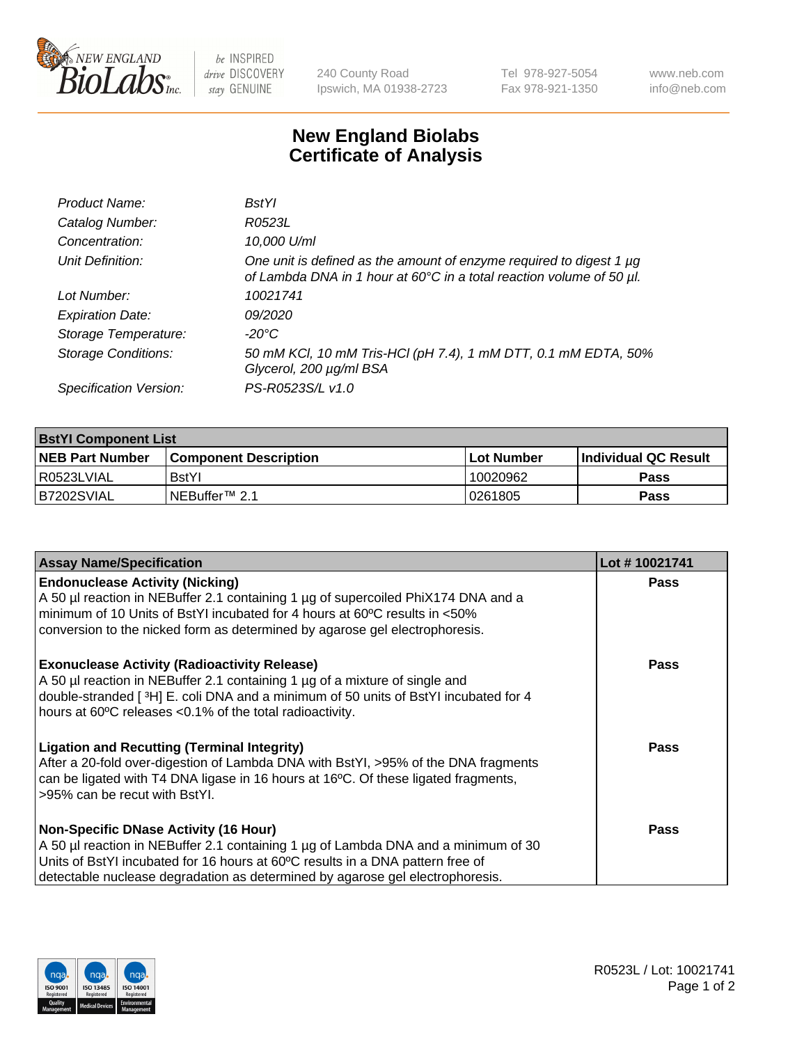240 County Road
Ipswich, MA 01938-2723

Tel 978-927-5054
Fax 978-921-1350

www.neb.com
info@neb.com

# New England Biolabs
# Certificate of Analysis

| | |
|---|---|
| *Product Name:* | *BstYI* |
| *Catalog Number:* | *R0523L* |
| *Concentration:* | *10,000 U/ml* |
| *Unit Definition:* | *One unit is defined as the amount of enzyme required to digest 1 µg of Lambda DNA in 1 hour at 60°C in a total reaction volume of 50 µl.* |
| *Lot Number:* | *10021741* |
| *Expiration Date:* | *09/2020* |
| *Storage Temperature:* | *-20°C* |
| *Storage Conditions:* | *50 mM KCl, 10 mM Tris-HCl (pH 7.4), 1 mM DTT, 0.1 mM EDTA, 50% Glycerol, 200 µg/ml BSA* |
| *Specification Version:* | *PS-R0523S/L v1.0* |

| **BstYI Component List** | | | |
|---|---|---|---|
| **NEB Part Number** | **Component Description** | **Lot Number** | **Individual QC Result** |
| R0523LVIAL | BstYI | 10020962 | **Pass** |
| B7202SVIAL | NEBuffer™ 2.1 | 0261805 | **Pass** |

| **Assay Name/Specification** | **Lot # 10021741** |
|---|---|
| **Endonuclease Activity (Nicking)** A 50 µl reaction in NEBuffer 2.1 containing 1 µg of supercoiled PhiX174 DNA and a minimum of 10 Units of BstYI incubated for 4 hours at 60ºC results in <50% conversion to the nicked form as determined by agarose gel electrophoresis. | **Pass** |
| **Exonuclease Activity (Radioactivity Release)** A 50 µl reaction in NEBuffer 2.1 containing 1 µg of a mixture of single and double-stranded [ $^3$H] E. coli DNA and a minimum of 50 units of BstYI incubated for 4 hours at 60ºC releases <0.1% of the total radioactivity. | **Pass** |
| **Ligation and Recutting (Terminal Integrity)** After a 20-fold over-digestion of Lambda DNA with BstYI, >95% of the DNA fragments can be ligated with T4 DNA ligase in 16 hours at 16ºC. Of these ligated fragments, >95% can be recut with BstYI. | **Pass** |
| **Non-Specific DNase Activity (16 Hour)** A 50 µl reaction in NEBuffer 2.1 containing 1 µg of Lambda DNA and a minimum of 30 Units of BstYI incubated for 16 hours at 60ºC results in a DNA pattern free of detectable nuclease degradation as determined by agarose gel electrophoresis. | **Pass** |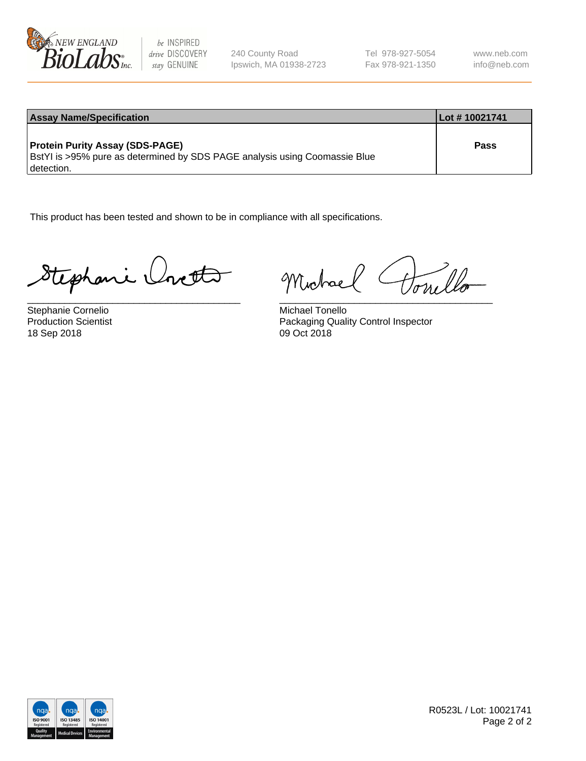NEW ENGLAND BioLabs Inc. — be INSPIRED drive DISCOVERY stay GENUINE

240 County Road
Ipswich, MA 01938-2723

Tel 978-927-5054
Fax 978-921-1350

www.neb.com
info@neb.com

| Assay Name/Specification | Lot # 10021741 |
| --- | --- |
| **Protein Purity Assay (SDS-PAGE)**<br>BstYI is >95% pure as determined by SDS PAGE analysis using Coomassie Blue detection. | **Pass** |

This product has been tested and shown to be in compliance with all specifications.

Stephanie Cornelio
Production Scientist
18 Sep 2018

Michael Tonello
Packaging Quality Control Inspector
09 Oct 2018

R0523L / Lot: 10021741